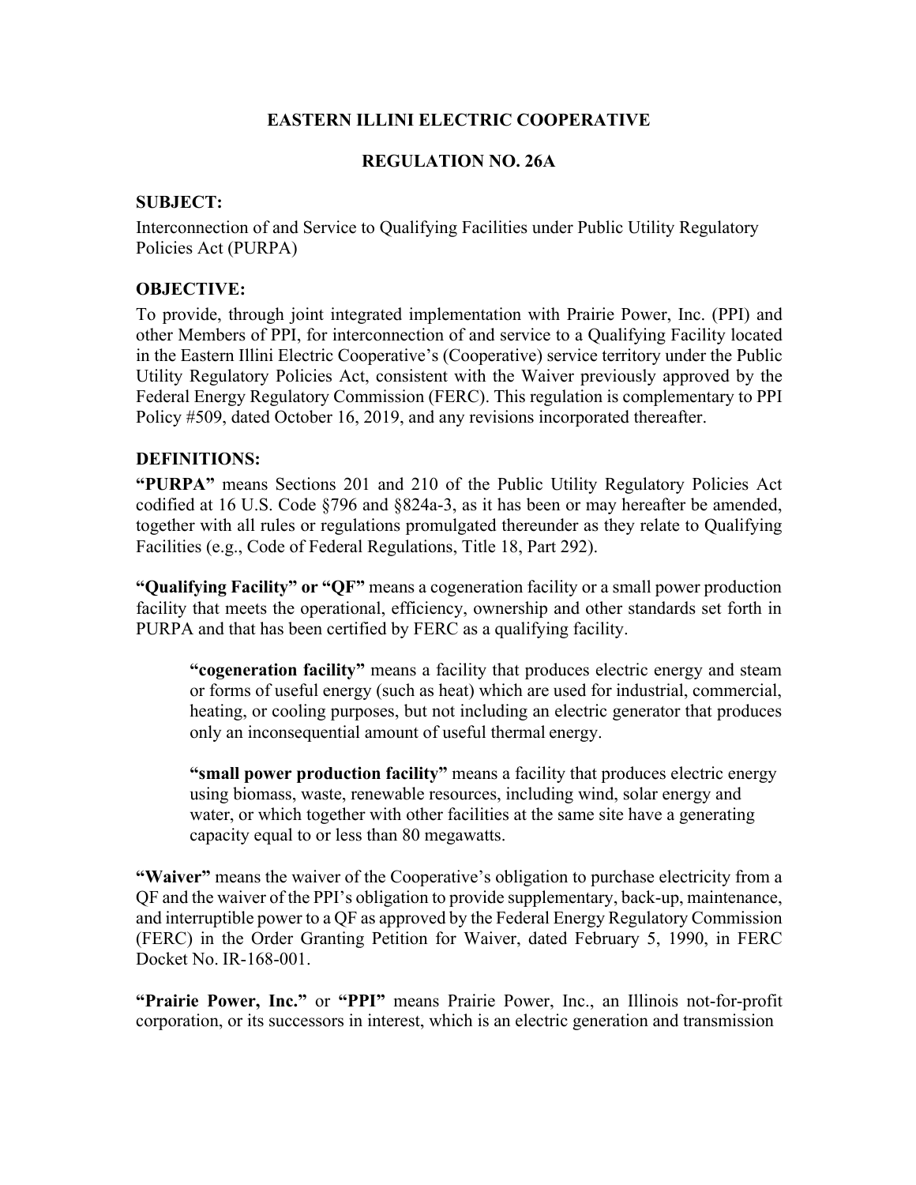# EASTERN ILLINI ELECTRIC COOPERATIVE

## REGULATION NO. 26A

### SUBJECT:

Interconnection of and Service to Qualifying Facilities under Public Utility Regulatory Policies Act (PURPA)

### OBJECTIVE:

To provide, through joint integrated implementation with Prairie Power, Inc. (PPI) and other Members of PPI, for interconnection of and service to a Qualifying Facility located in the Eastern Illini Electric Cooperative's (Cooperative) service territory under the Public Utility Regulatory Policies Act, consistent with the Waiver previously approved by the Federal Energy Regulatory Commission (FERC). This regulation is complementary to PPI Policy #509, dated October 16, 2019, and any revisions incorporated thereafter.

### DEFINITIONS:

**"PURPA"** means Sections 201 and 210 of the Public Utility Regulatory Policies Act codified at 16 U.S. Code §796 and §824a-3, as it has been or may hereafter be amended, together with all rules or regulations promulgated thereunder as they relate to Qualifying Facilities (e.g., Code of Federal Regulations, Title 18, Part 292).

**"Qualifying Facility" or "QF"** means a cogeneration facility or a small power production facility that meets the operational, efficiency, ownership and other standards set forth in PURPA and that has been certified by FERC as a qualifying facility.

> **"cogeneration facility"** means a facility that produces electric energy and steam or forms of useful energy (such as heat) which are used for industrial, commercial, heating, or cooling purposes, but not including an electric generator that produces only an inconsequential amount of useful thermal energy.
>
> **"small power production facility"** means a facility that produces electric energy using biomass, waste, renewable resources, including wind, solar energy and water, or which together with other facilities at the same site have a generating capacity equal to or less than 80 megawatts.

**"Waiver"** means the waiver of the Cooperative's obligation to purchase electricity from a QF and the waiver of the PPI's obligation to provide supplementary, back-up, maintenance, and interruptible power to a QF as approved by the Federal Energy Regulatory Commission (FERC) in the Order Granting Petition for Waiver, dated February 5, 1990, in FERC Docket No. IR-168-001.

**"Prairie Power, Inc."** or **"PPI"** means Prairie Power, Inc., an Illinois not-for-profit corporation, or its successors in interest, which is an electric generation and transmission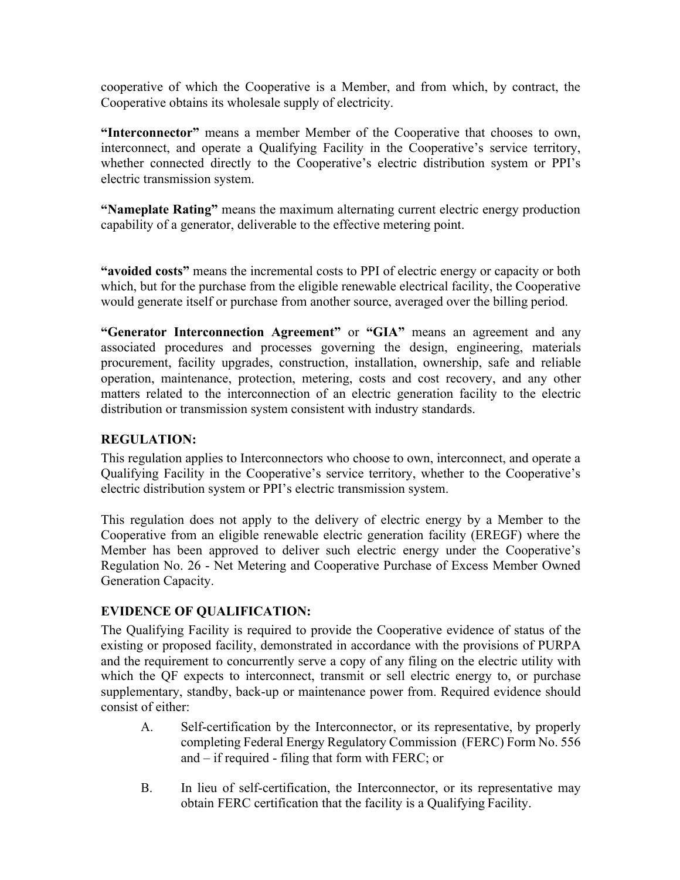cooperative of which the Cooperative is a Member, and from which, by contract, the Cooperative obtains its wholesale supply of electricity.

**"Interconnector"** means a member Member of the Cooperative that chooses to own, interconnect, and operate a Qualifying Facility in the Cooperative's service territory, whether connected directly to the Cooperative's electric distribution system or PPI's electric transmission system.

**"Nameplate Rating"** means the maximum alternating current electric energy production capability of a generator, deliverable to the effective metering point.

**"avoided costs"** means the incremental costs to PPI of electric energy or capacity or both which, but for the purchase from the eligible renewable electrical facility, the Cooperative would generate itself or purchase from another source, averaged over the billing period.

**"Generator Interconnection Agreement"** or **"GIA"** means an agreement and any associated procedures and processes governing the design, engineering, materials procurement, facility upgrades, construction, installation, ownership, safe and reliable operation, maintenance, protection, metering, costs and cost recovery, and any other matters related to the interconnection of an electric generation facility to the electric distribution or transmission system consistent with industry standards.

## REGULATION:

This regulation applies to Interconnectors who choose to own, interconnect, and operate a Qualifying Facility in the Cooperative's service territory, whether to the Cooperative's electric distribution system or PPI's electric transmission system.

This regulation does not apply to the delivery of electric energy by a Member to the Cooperative from an eligible renewable electric generation facility (EREGF) where the Member has been approved to deliver such electric energy under the Cooperative's Regulation No. 26 - Net Metering and Cooperative Purchase of Excess Member Owned Generation Capacity.

## EVIDENCE OF QUALIFICATION:

The Qualifying Facility is required to provide the Cooperative evidence of status of the existing or proposed facility, demonstrated in accordance with the provisions of PURPA and the requirement to concurrently serve a copy of any filing on the electric utility with which the QF expects to interconnect, transmit or sell electric energy to, or purchase supplementary, standby, back-up or maintenance power from. Required evidence should consist of either:

A. Self-certification by the Interconnector, or its representative, by properly completing Federal Energy Regulatory Commission (FERC) Form No. 556 and – if required - filing that form with FERC; or

B. In lieu of self-certification, the Interconnector, or its representative may obtain FERC certification that the facility is a Qualifying Facility.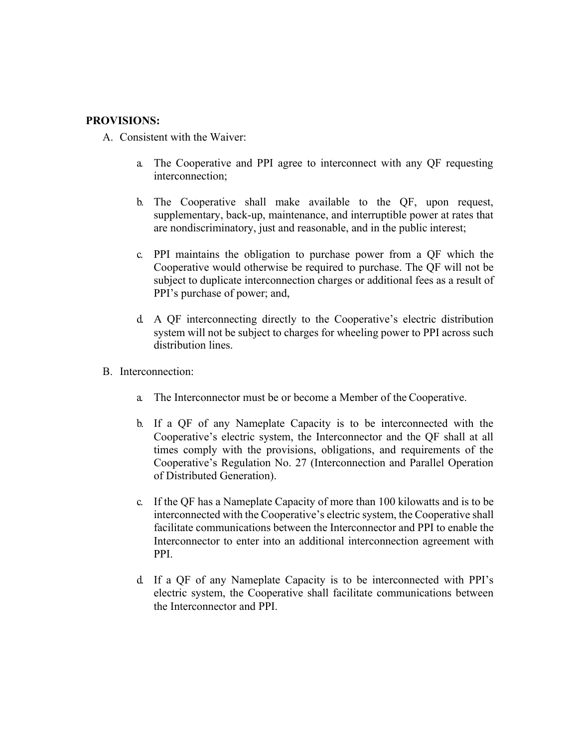**PROVISIONS:**

A. Consistent with the Waiver:

   a. The Cooperative and PPI agree to interconnect with any QF requesting interconnection;

   b. The Cooperative shall make available to the QF, upon request, supplementary, back-up, maintenance, and interruptible power at rates that are nondiscriminatory, just and reasonable, and in the public interest;

   c. PPI maintains the obligation to purchase power from a QF which the Cooperative would otherwise be required to purchase. The QF will not be subject to duplicate interconnection charges or additional fees as a result of PPI's purchase of power; and,

   d. A QF interconnecting directly to the Cooperative's electric distribution system will not be subject to charges for wheeling power to PPI across such distribution lines.

B. Interconnection:

   a. The Interconnector must be or become a Member of the Cooperative.

   b. If a QF of any Nameplate Capacity is to be interconnected with the Cooperative's electric system, the Interconnector and the QF shall at all times comply with the provisions, obligations, and requirements of the Cooperative's Regulation No. 27 (Interconnection and Parallel Operation of Distributed Generation).

   c. If the QF has a Nameplate Capacity of more than 100 kilowatts and is to be interconnected with the Cooperative's electric system, the Cooperative shall facilitate communications between the Interconnector and PPI to enable the Interconnector to enter into an additional interconnection agreement with PPI.

   d. If a QF of any Nameplate Capacity is to be interconnected with PPI's electric system, the Cooperative shall facilitate communications between the Interconnector and PPI.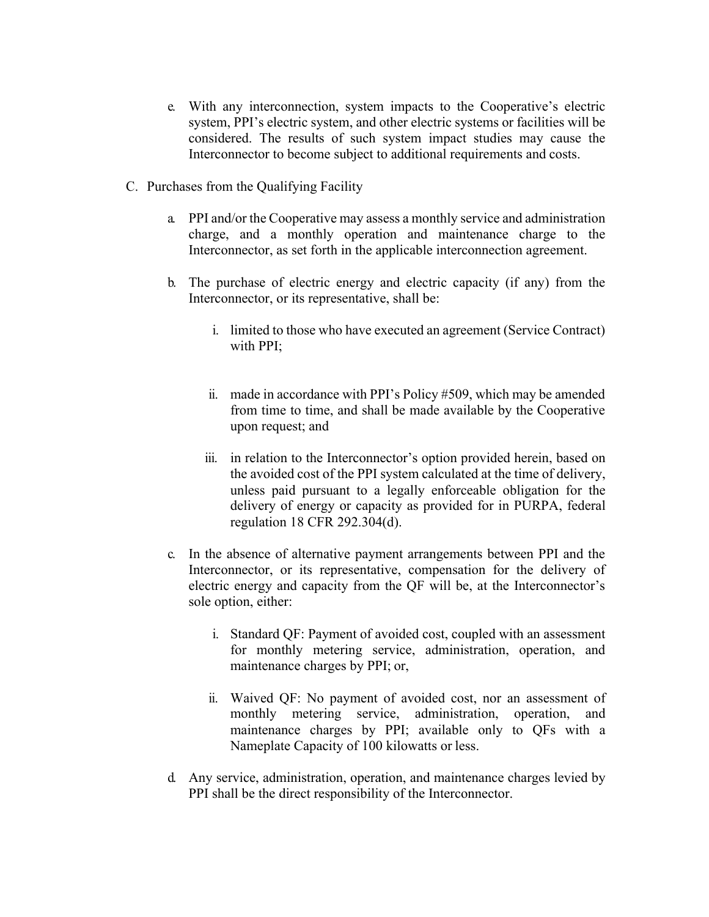e. With any interconnection, system impacts to the Cooperative's electric system, PPI's electric system, and other electric systems or facilities will be considered. The results of such system impact studies may cause the Interconnector to become subject to additional requirements and costs.

C. Purchases from the Qualifying Facility

a. PPI and/or the Cooperative may assess a monthly service and administration charge, and a monthly operation and maintenance charge to the Interconnector, as set forth in the applicable interconnection agreement.

b. The purchase of electric energy and electric capacity (if any) from the Interconnector, or its representative, shall be:

i. limited to those who have executed an agreement (Service Contract) with PPI;

ii. made in accordance with PPI's Policy #509, which may be amended from time to time, and shall be made available by the Cooperative upon request; and

iii. in relation to the Interconnector's option provided herein, based on the avoided cost of the PPI system calculated at the time of delivery, unless paid pursuant to a legally enforceable obligation for the delivery of energy or capacity as provided for in PURPA, federal regulation 18 CFR 292.304(d).

c. In the absence of alternative payment arrangements between PPI and the Interconnector, or its representative, compensation for the delivery of electric energy and capacity from the QF will be, at the Interconnector's sole option, either:

i. Standard QF: Payment of avoided cost, coupled with an assessment for monthly metering service, administration, operation, and maintenance charges by PPI; or,

ii. Waived QF: No payment of avoided cost, nor an assessment of monthly metering service, administration, operation, and maintenance charges by PPI; available only to QFs with a Nameplate Capacity of 100 kilowatts or less.

d. Any service, administration, operation, and maintenance charges levied by PPI shall be the direct responsibility of the Interconnector.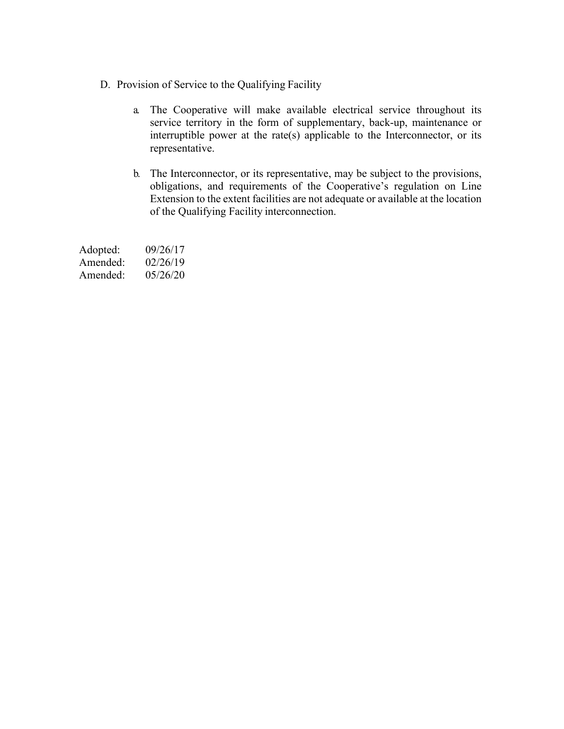D. Provision of Service to the Qualifying Facility

   a. The Cooperative will make available electrical service throughout its service territory in the form of supplementary, back-up, maintenance or interruptible power at the rate(s) applicable to the Interconnector, or its representative.

   b. The Interconnector, or its representative, may be subject to the provisions, obligations, and requirements of the Cooperative's regulation on Line Extension to the extent facilities are not adequate or available at the location of the Qualifying Facility interconnection.

Adopted: 09/26/17
Amended: 02/26/19
Amended: 05/26/20